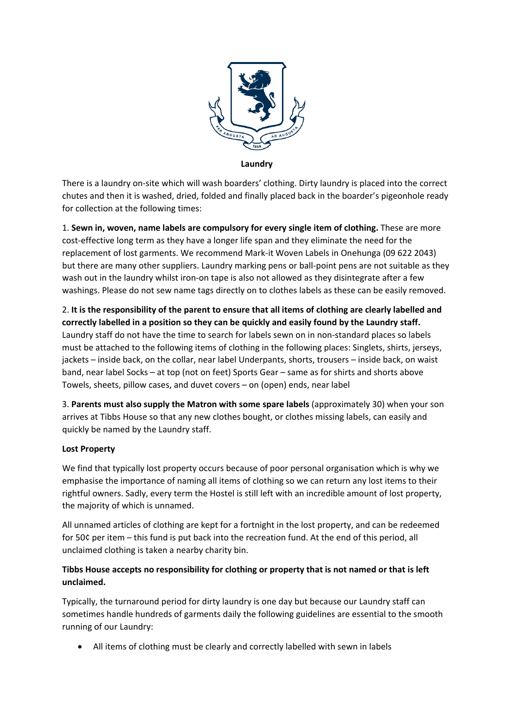**Laundry**

There is a laundry on-site which will wash boarders' clothing. Dirty laundry is placed into the correct chutes and then it is washed, dried, folded and finally placed back in the boarder's pigeonhole ready for collection at the following times:

1. **Sewn in, woven, name labels are compulsory for every single item of clothing.** These are more cost-effective long term as they have a longer life span and they eliminate the need for the replacement of lost garments. We recommend Mark-it Woven Labels in Onehunga (09 622 2043) but there are many other suppliers. Laundry marking pens or ball-point pens are not suitable as they wash out in the laundry whilst iron-on tape is also not allowed as they disintegrate after a few washings. Please do not sew name tags directly on to clothes labels as these can be easily removed.

2. **It is the responsibility of the parent to ensure that all items of clothing are clearly labelled and correctly labelled in a position so they can be quickly and easily found by the Laundry staff.** Laundry staff do not have the time to search for labels sewn on in non-standard places so labels must be attached to the following items of clothing in the following places: Singlets, shirts, jerseys, jackets – inside back, on the collar, near label Underpants, shorts, trousers – inside back, on waist band, near label Socks – at top (not on feet) Sports Gear – same as for shirts and shorts above Towels, sheets, pillow cases, and duvet covers – on (open) ends, near label

3. **Parents must also supply the Matron with some spare labels** (approximately 30) when your son arrives at Tibbs House so that any new clothes bought, or clothes missing labels, can easily and quickly be named by the Laundry staff.

**Lost Property**

We find that typically lost property occurs because of poor personal organisation which is why we emphasise the importance of naming all items of clothing so we can return any lost items to their rightful owners. Sadly, every term the Hostel is still left with an incredible amount of lost property, the majority of which is unnamed.

All unnamed articles of clothing are kept for a fortnight in the lost property, and can be redeemed for 50¢ per item – this fund is put back into the recreation fund. At the end of this period, all unclaimed clothing is taken a nearby charity bin.

**Tibbs House accepts no responsibility for clothing or property that is not named or that is left unclaimed.**

Typically, the turnaround period for dirty laundry is one day but because our Laundry staff can sometimes handle hundreds of garments daily the following guidelines are essential to the smooth running of our Laundry:

- All items of clothing must be clearly and correctly labelled with sewn in labels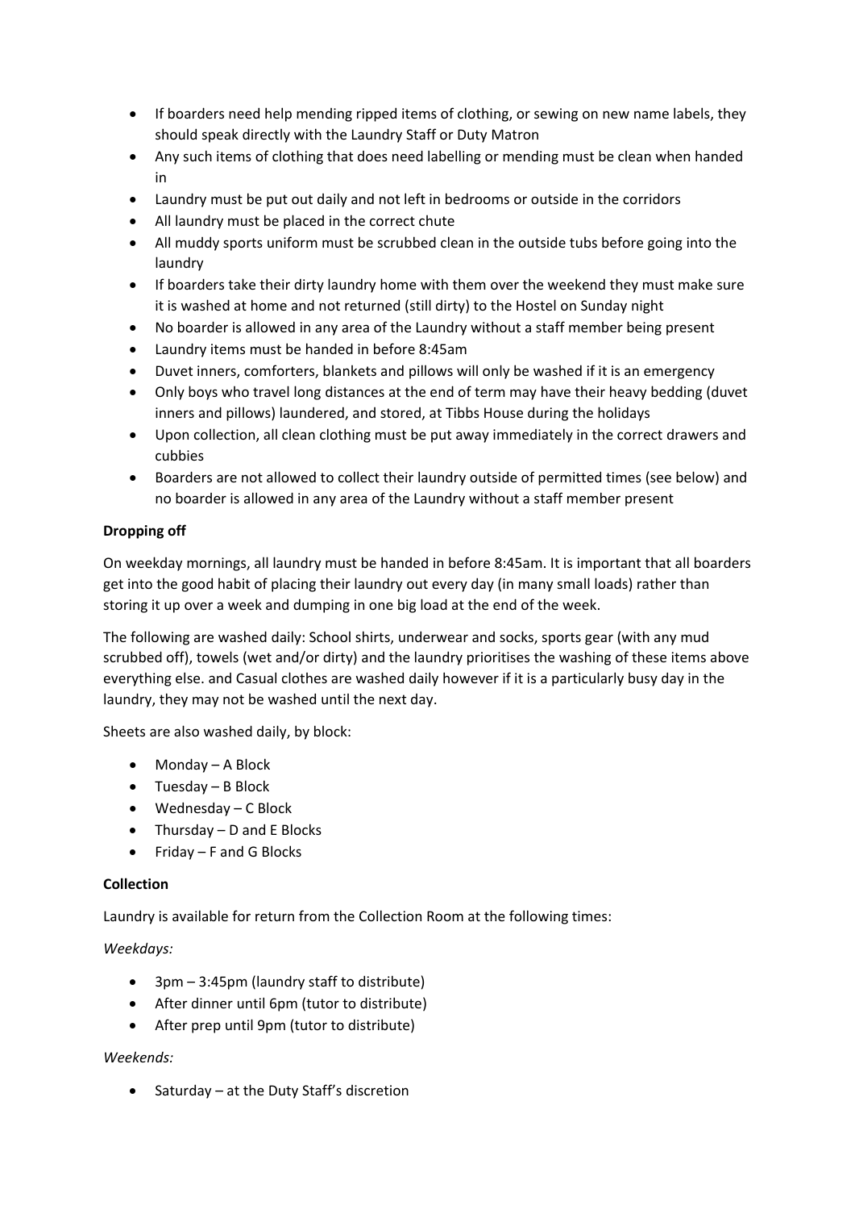- If boarders need help mending ripped items of clothing, or sewing on new name labels, they should speak directly with the Laundry Staff or Duty Matron
- Any such items of clothing that does need labelling or mending must be clean when handed in
- Laundry must be put out daily and not left in bedrooms or outside in the corridors
- All laundry must be placed in the correct chute
- All muddy sports uniform must be scrubbed clean in the outside tubs before going into the laundry
- If boarders take their dirty laundry home with them over the weekend they must make sure it is washed at home and not returned (still dirty) to the Hostel on Sunday night
- No boarder is allowed in any area of the Laundry without a staff member being present
- Laundry items must be handed in before 8:45am
- Duvet inners, comforters, blankets and pillows will only be washed if it is an emergency
- Only boys who travel long distances at the end of term may have their heavy bedding (duvet inners and pillows) laundered, and stored, at Tibbs House during the holidays
- Upon collection, all clean clothing must be put away immediately in the correct drawers and cubbies
- Boarders are not allowed to collect their laundry outside of permitted times (see below) and no boarder is allowed in any area of the Laundry without a staff member present

**Dropping off**

On weekday mornings, all laundry must be handed in before 8:45am. It is important that all boarders get into the good habit of placing their laundry out every day (in many small loads) rather than storing it up over a week and dumping in one big load at the end of the week.

The following are washed daily: School shirts, underwear and socks, sports gear (with any mud scrubbed off), towels (wet and/or dirty) and the laundry prioritises the washing of these items above everything else. and Casual clothes are washed daily however if it is a particularly busy day in the laundry, they may not be washed until the next day.

Sheets are also washed daily, by block:

- Monday – A Block
- Tuesday – B Block
- Wednesday – C Block
- Thursday – D and E Blocks
- Friday – F and G Blocks

**Collection**

Laundry is available for return from the Collection Room at the following times:

*Weekdays:*

- 3pm – 3:45pm (laundry staff to distribute)
- After dinner until 6pm (tutor to distribute)
- After prep until 9pm (tutor to distribute)

*Weekends:*

- Saturday – at the Duty Staff's discretion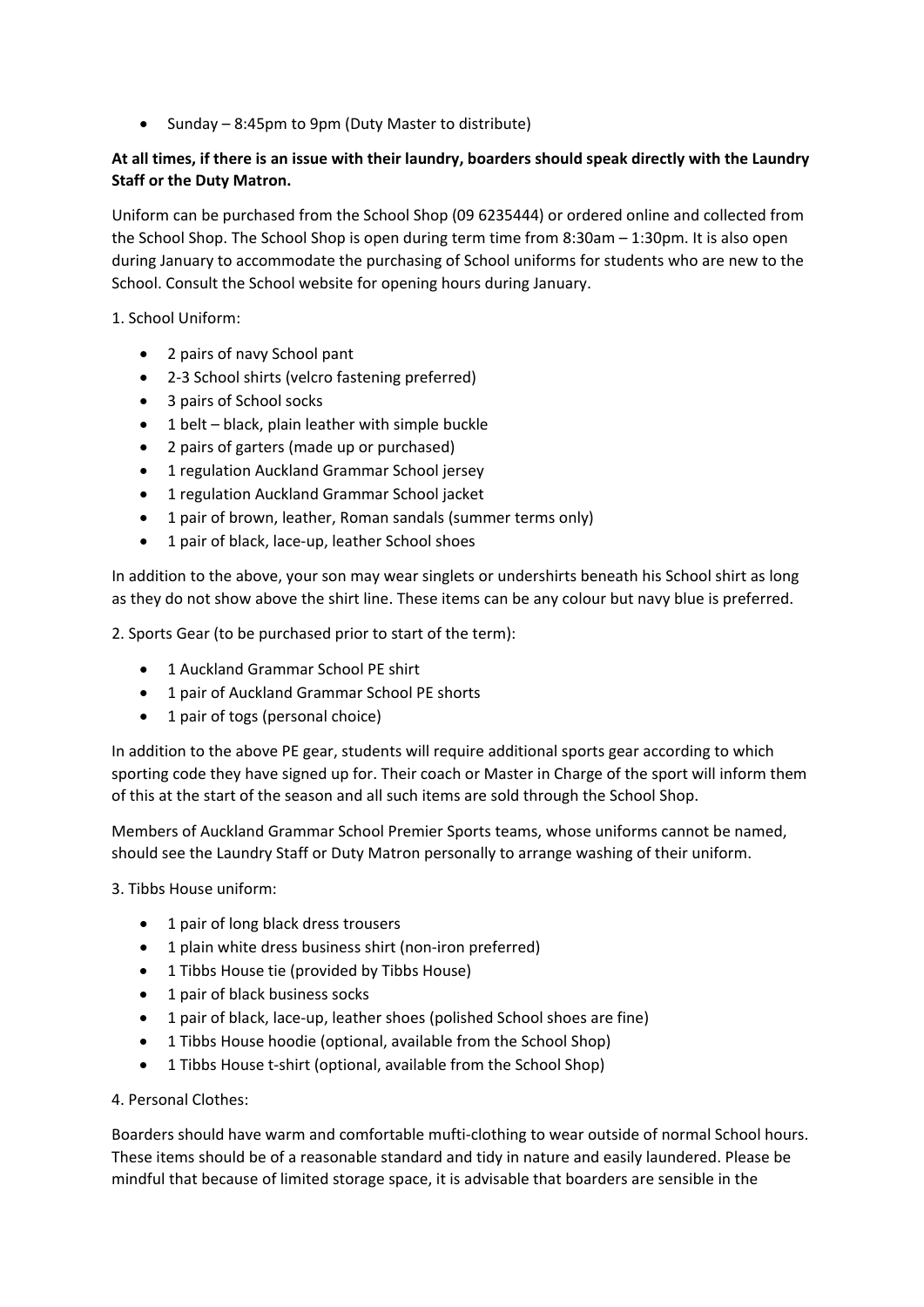- Sunday – 8:45pm to 9pm (Duty Master to distribute)

**At all times, if there is an issue with their laundry, boarders should speak directly with the Laundry Staff or the Duty Matron.**

Uniform can be purchased from the School Shop (09 6235444) or ordered online and collected from the School Shop. The School Shop is open during term time from 8:30am – 1:30pm. It is also open during January to accommodate the purchasing of School uniforms for students who are new to the School. Consult the School website for opening hours during January.

1. School Uniform:

- 2 pairs of navy School pant
- 2-3 School shirts (velcro fastening preferred)
- 3 pairs of School socks
- 1 belt – black, plain leather with simple buckle
- 2 pairs of garters (made up or purchased)
- 1 regulation Auckland Grammar School jersey
- 1 regulation Auckland Grammar School jacket
- 1 pair of brown, leather, Roman sandals (summer terms only)
- 1 pair of black, lace-up, leather School shoes

In addition to the above, your son may wear singlets or undershirts beneath his School shirt as long as they do not show above the shirt line. These items can be any colour but navy blue is preferred.

2. Sports Gear (to be purchased prior to start of the term):

- 1 Auckland Grammar School PE shirt
- 1 pair of Auckland Grammar School PE shorts
- 1 pair of togs (personal choice)

In addition to the above PE gear, students will require additional sports gear according to which sporting code they have signed up for. Their coach or Master in Charge of the sport will inform them of this at the start of the season and all such items are sold through the School Shop.

Members of Auckland Grammar School Premier Sports teams, whose uniforms cannot be named, should see the Laundry Staff or Duty Matron personally to arrange washing of their uniform.

3. Tibbs House uniform:

- 1 pair of long black dress trousers
- 1 plain white dress business shirt (non-iron preferred)
- 1 Tibbs House tie (provided by Tibbs House)
- 1 pair of black business socks
- 1 pair of black, lace-up, leather shoes (polished School shoes are fine)
- 1 Tibbs House hoodie (optional, available from the School Shop)
- 1 Tibbs House t-shirt (optional, available from the School Shop)

4. Personal Clothes:

Boarders should have warm and comfortable mufti-clothing to wear outside of normal School hours. These items should be of a reasonable standard and tidy in nature and easily laundered. Please be mindful that because of limited storage space, it is advisable that boarders are sensible in the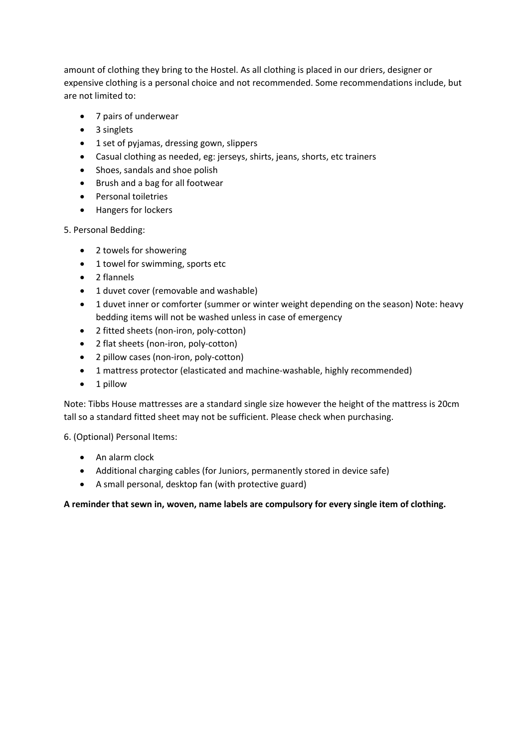amount of clothing they bring to the Hostel. As all clothing is placed in our driers, designer or expensive clothing is a personal choice and not recommended. Some recommendations include, but are not limited to:

- 7 pairs of underwear
- 3 singlets
- 1 set of pyjamas, dressing gown, slippers
- Casual clothing as needed, eg: jerseys, shirts, jeans, shorts, etc trainers
- Shoes, sandals and shoe polish
- Brush and a bag for all footwear
- Personal toiletries
- Hangers for lockers

5. Personal Bedding:

- 2 towels for showering
- 1 towel for swimming, sports etc
- 2 flannels
- 1 duvet cover (removable and washable)
- 1 duvet inner or comforter (summer or winter weight depending on the season) Note: heavy bedding items will not be washed unless in case of emergency
- 2 fitted sheets (non-iron, poly-cotton)
- 2 flat sheets (non-iron, poly-cotton)
- 2 pillow cases (non-iron, poly-cotton)
- 1 mattress protector (elasticated and machine-washable, highly recommended)
- 1 pillow

Note: Tibbs House mattresses are a standard single size however the height of the mattress is 20cm tall so a standard fitted sheet may not be sufficient. Please check when purchasing.

6. (Optional) Personal Items:

- An alarm clock
- Additional charging cables (for Juniors, permanently stored in device safe)
- A small personal, desktop fan (with protective guard)

**A reminder that sewn in, woven, name labels are compulsory for every single item of clothing.**